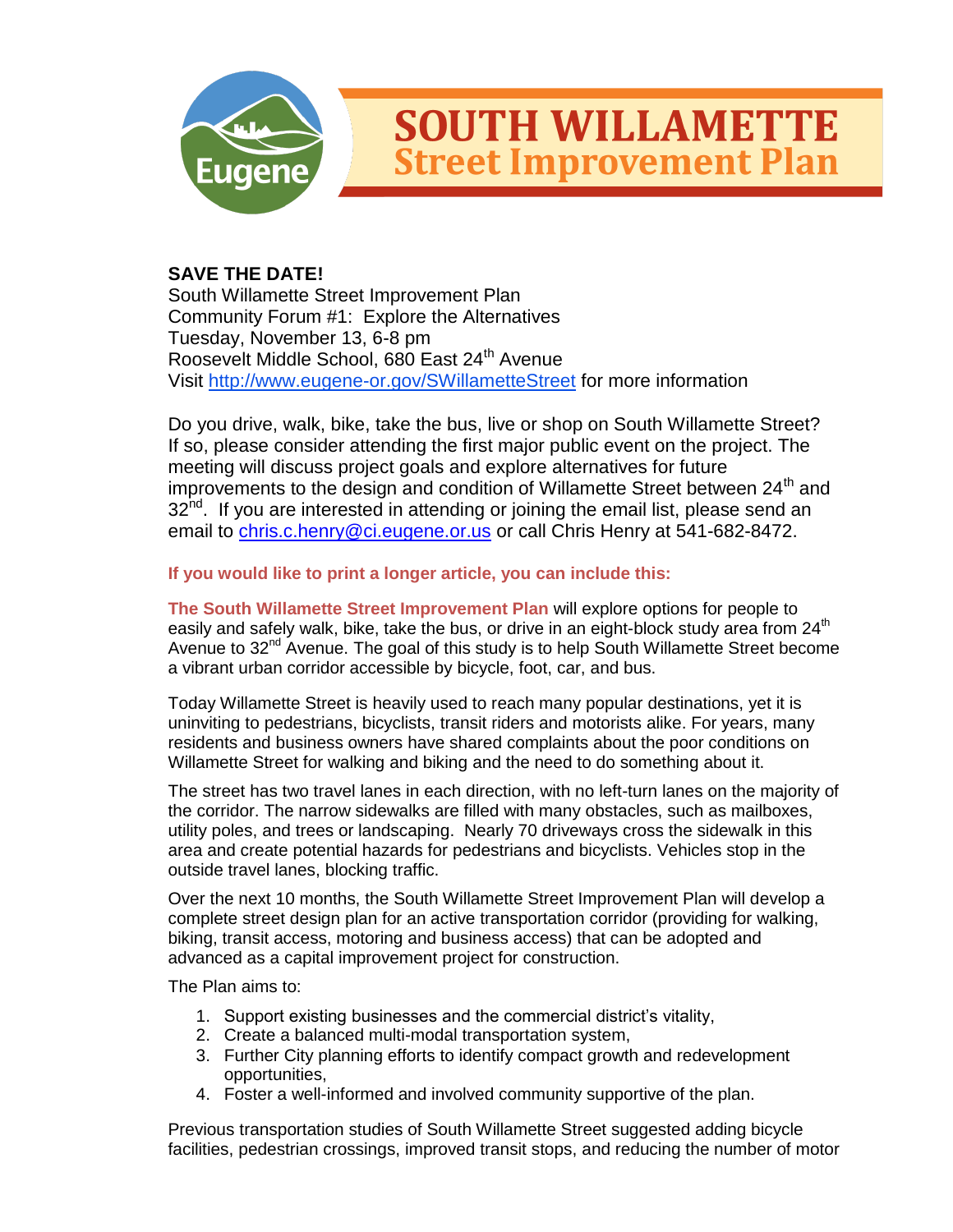# SOUTH WILLAMETTE
## Street Improvement Plan

**SAVE THE DATE!**
South Willamette Street Improvement Plan
Community Forum #1: Explore the Alternatives
Tuesday, November 13, 6-8 pm
Roosevelt Middle School, 680 East 24th Avenue
Visit http://www.eugene-or.gov/SWillametteStreet for more information

Do you drive, walk, bike, take the bus, live or shop on South Willamette Street? If so, please consider attending the first major public event on the project. The meeting will discuss project goals and explore alternatives for future improvements to the design and condition of Willamette Street between 24th and 32nd. If you are interested in attending or joining the email list, please send an email to chris.c.henry@ci.eugene.or.us or call Chris Henry at 541-682-8472.

**If you would like to print a longer article, you can include this:**

**The South Willamette Street Improvement Plan** will explore options for people to easily and safely walk, bike, take the bus, or drive in an eight-block study area from 24th Avenue to 32nd Avenue. The goal of this study is to help South Willamette Street become a vibrant urban corridor accessible by bicycle, foot, car, and bus.

Today Willamette Street is heavily used to reach many popular destinations, yet it is uninviting to pedestrians, bicyclists, transit riders and motorists alike. For years, many residents and business owners have shared complaints about the poor conditions on Willamette Street for walking and biking and the need to do something about it.

The street has two travel lanes in each direction, with no left-turn lanes on the majority of the corridor. The narrow sidewalks are filled with many obstacles, such as mailboxes, utility poles, and trees or landscaping. Nearly 70 driveways cross the sidewalk in this area and create potential hazards for pedestrians and bicyclists. Vehicles stop in the outside travel lanes, blocking traffic.

Over the next 10 months, the South Willamette Street Improvement Plan will develop a complete street design plan for an active transportation corridor (providing for walking, biking, transit access, motoring and business access) that can be adopted and advanced as a capital improvement project for construction.

The Plan aims to:

1. Support existing businesses and the commercial district's vitality,
2. Create a balanced multi-modal transportation system,
3. Further City planning efforts to identify compact growth and redevelopment opportunities,
4. Foster a well-informed and involved community supportive of the plan.

Previous transportation studies of South Willamette Street suggested adding bicycle facilities, pedestrian crossings, improved transit stops, and reducing the number of motor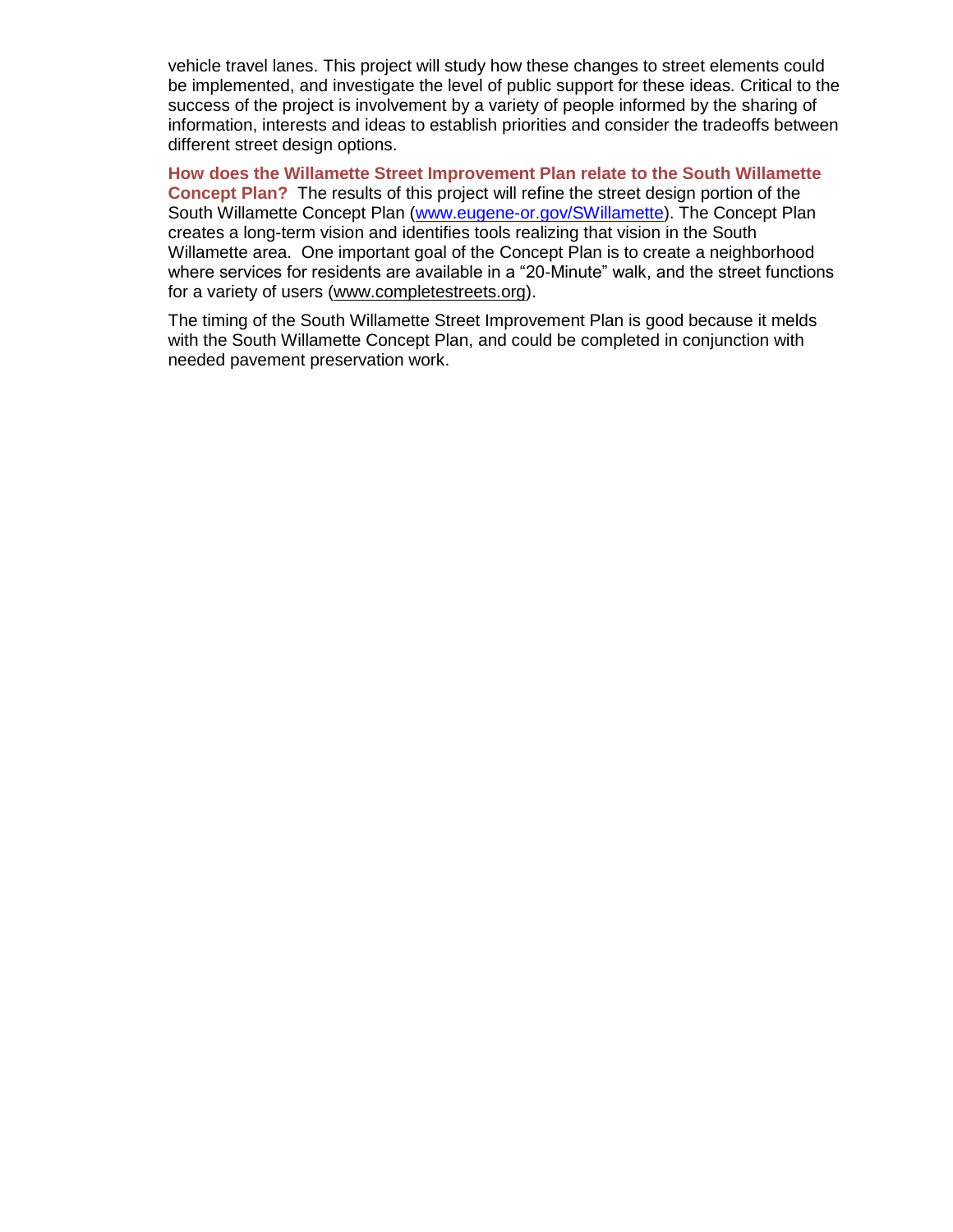vehicle travel lanes. This project will study how these changes to street elements could be implemented, and investigate the level of public support for these ideas. Critical to the success of the project is involvement by a variety of people informed by the sharing of information, interests and ideas to establish priorities and consider the tradeoffs between different street design options.

**How does the Willamette Street Improvement Plan relate to the South Willamette Concept Plan?** The results of this project will refine the street design portion of the South Willamette Concept Plan (www.eugene-or.gov/SWillamette). The Concept Plan creates a long-term vision and identifies tools realizing that vision in the South Willamette area. One important goal of the Concept Plan is to create a neighborhood where services for residents are available in a "20-Minute" walk, and the street functions for a variety of users (www.completestreets.org).

The timing of the South Willamette Street Improvement Plan is good because it melds with the South Willamette Concept Plan, and could be completed in conjunction with needed pavement preservation work.